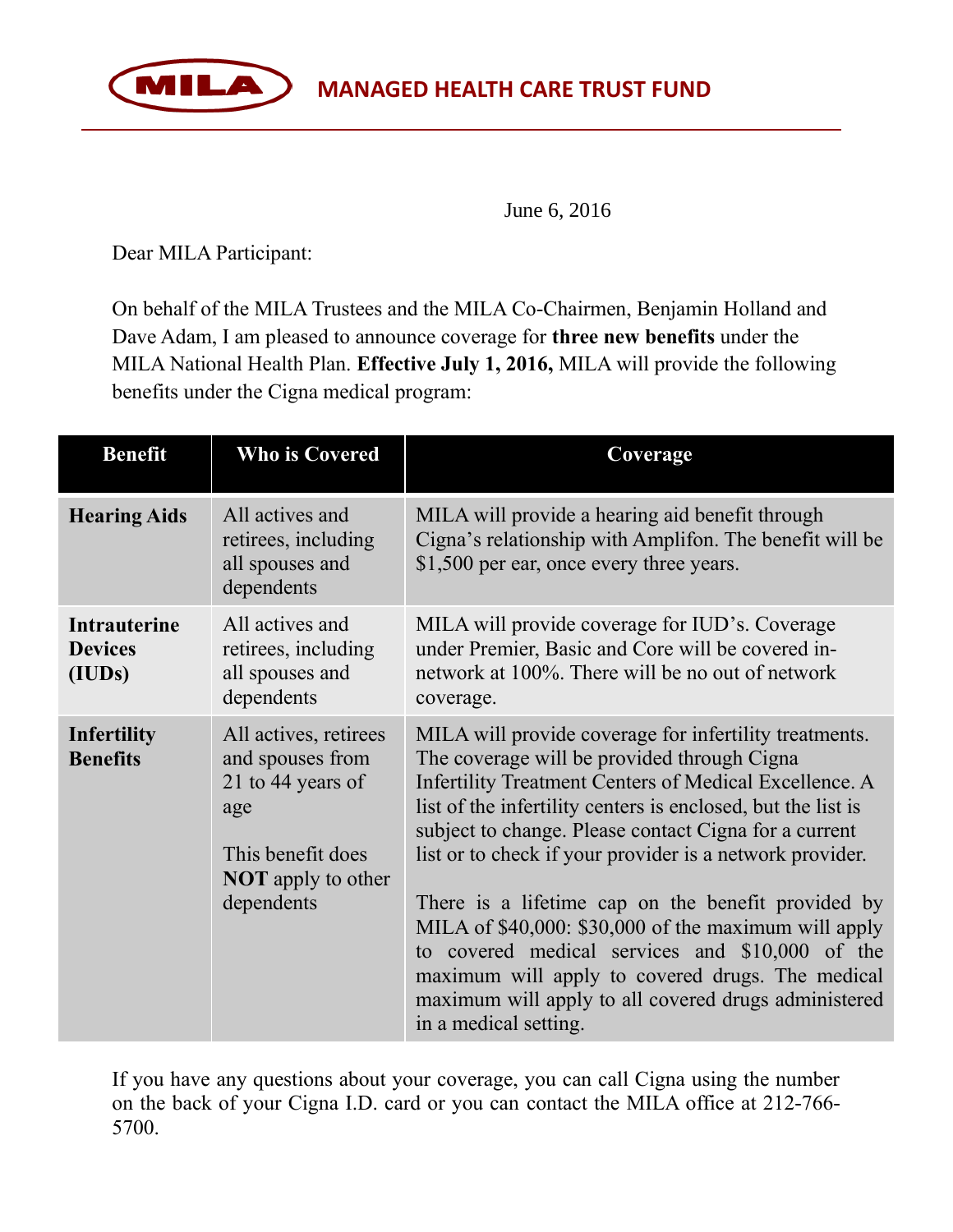# MILA MANAGED HEALTH CARE TRUST FUND

June 6, 2016

Dear MILA Participant:

On behalf of the MILA Trustees and the MILA Co-Chairmen, Benjamin Holland and Dave Adam, I am pleased to announce coverage for **three new benefits** under the MILA National Health Plan. **Effective July 1, 2016,** MILA will provide the following benefits under the Cigna medical program:

| Benefit | Who is Covered | Coverage |
|---|---|---|
| **Hearing Aids** | All actives and retirees, including all spouses and dependents | MILA will provide a hearing aid benefit through Cigna's relationship with Amplifon. The benefit will be $1,500 per ear, once every three years. |
| **Intrauterine Devices (IUDs)** | All actives and retirees, including all spouses and dependents | MILA will provide coverage for IUD's. Coverage under Premier, Basic and Core will be covered in-network at 100%. There will be no out of network coverage. |
| **Infertility Benefits** | All actives, retirees and spouses from 21 to 44 years of age<br><br>This benefit does **NOT** apply to other dependents | MILA will provide coverage for infertility treatments. The coverage will be provided through Cigna Infertility Treatment Centers of Medical Excellence. A list of the infertility centers is enclosed, but the list is subject to change. Please contact Cigna for a current list or to check if your provider is a network provider.<br><br>There is a lifetime cap on the benefit provided by MILA of $40,000: $30,000 of the maximum will apply to covered medical services and $10,000 of the maximum will apply to covered drugs. The medical maximum will apply to all covered drugs administered in a medical setting. |

If you have any questions about your coverage, you can call Cigna using the number on the back of your Cigna I.D. card or you can contact the MILA office at 212-766-5700.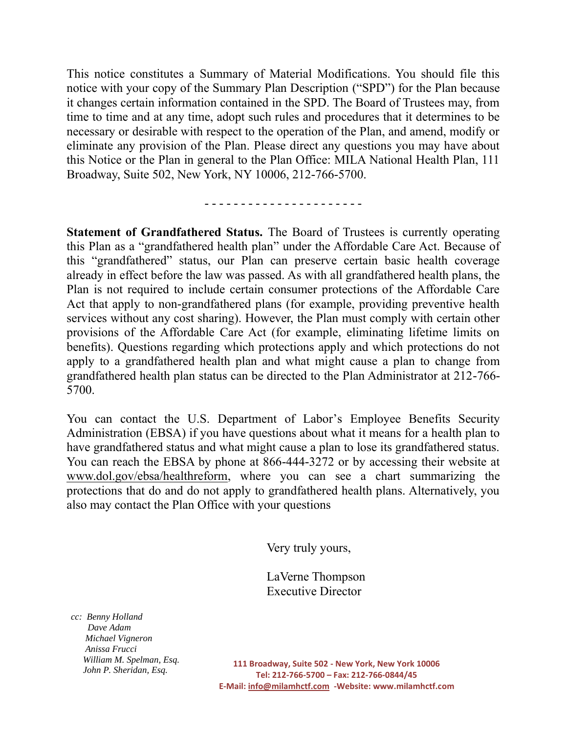This notice constitutes a Summary of Material Modifications. You should file this notice with your copy of the Summary Plan Description ("SPD") for the Plan because it changes certain information contained in the SPD. The Board of Trustees may, from time to time and at any time, adopt such rules and procedures that it determines to be necessary or desirable with respect to the operation of the Plan, and amend, modify or eliminate any provision of the Plan. Please direct any questions you may have about this Notice or the Plan in general to the Plan Office: MILA National Health Plan, 111 Broadway, Suite 502, New York, NY 10006, 212-766-5700.

- - - - - - - - - - - - - - - - - - - - - -

**Statement of Grandfathered Status.** The Board of Trustees is currently operating this Plan as a "grandfathered health plan" under the Affordable Care Act. Because of this "grandfathered" status, our Plan can preserve certain basic health coverage already in effect before the law was passed. As with all grandfathered health plans, the Plan is not required to include certain consumer protections of the Affordable Care Act that apply to non-grandfathered plans (for example, providing preventive health services without any cost sharing). However, the Plan must comply with certain other provisions of the Affordable Care Act (for example, eliminating lifetime limits on benefits). Questions regarding which protections apply and which protections do not apply to a grandfathered health plan and what might cause a plan to change from grandfathered health plan status can be directed to the Plan Administrator at 212-766-5700.

You can contact the U.S. Department of Labor's Employee Benefits Security Administration (EBSA) if you have questions about what it means for a health plan to have grandfathered status and what might cause a plan to lose its grandfathered status. You can reach the EBSA by phone at 866-444-3272 or by accessing their website at www.dol.gov/ebsa/healthreform, where you can see a chart summarizing the protections that do and do not apply to grandfathered health plans. Alternatively, you also may contact the Plan Office with your questions

Very truly yours,

LaVerne Thompson
Executive Director

*cc: Benny Holland*
*Dave Adam*
*Michael Vigneron*
*Anissa Frucci*
*William M. Spelman, Esq.*
*John P. Sheridan, Esq.*

**111 Broadway, Suite 502 - New York, New York 10006**
**Tel: 212-766-5700 – Fax: 212-766-0844/45**
**E-Mail: info@milamhctf.com -Website: www.milamhctf.com**